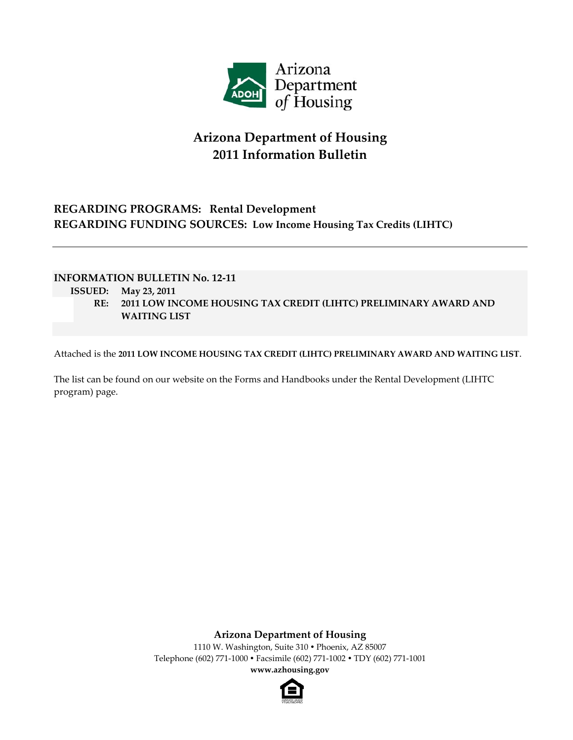Arizona Department of Housing

# Arizona Department of Housing
# 2011 Information Bulletin

**REGARDING PROGRAMS: Rental Development**
**REGARDING FUNDING SOURCES: Low Income Housing Tax Credits (LIHTC)**

---

**INFORMATION BULLETIN No. 12-11**
**ISSUED: May 23, 2011**
**RE: 2011 LOW INCOME HOUSING TAX CREDIT (LIHTC) PRELIMINARY AWARD AND WAITING LIST**

Attached is the **2011 LOW INCOME HOUSING TAX CREDIT (LIHTC) PRELIMINARY AWARD AND WAITING LIST**.

The list can be found on our website on the Forms and Handbooks under the Rental Development (LIHTC program) page.

**Arizona Department of Housing**
1110 W. Washington, Suite 310 • Phoenix, AZ 85007
Telephone (602) 771-1000 • Facsimile (602) 771-1002 • TDY (602) 771-1001
**www.azhousing.gov**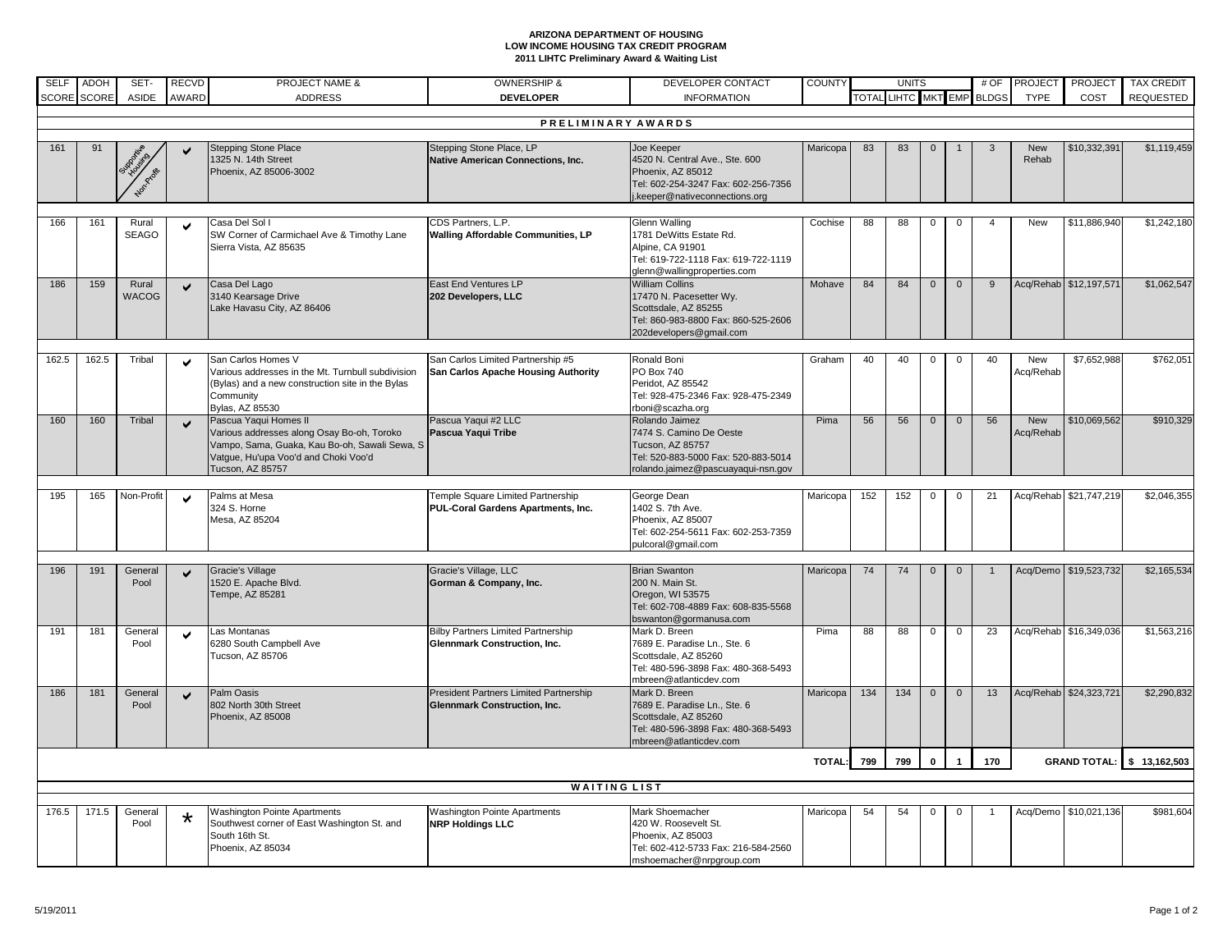**ARIZONA DEPARTMENT OF HOUSING**
**LOW INCOME HOUSING TAX CREDIT PROGRAM**
**2011 LIHTC Preliminary Award & Waiting List**

| SELF SCORE | ADOH SCORE | SET-ASIDE | RECVD AWARD | PROJECT NAME & ADDRESS | OWNERSHIP & DEVELOPER | DEVELOPER CONTACT INFORMATION | COUNTY | UNITS TOTAL | LIHTC | MKT | EMP | # OF BLDGS | PROJECT TYPE | PROJECT COST | TAX CREDIT REQUESTED |
|---|---|---|---|---|---|---|---|---|---|---|---|---|---|---|---|
| **PRELIMINARY AWARDS** | | | | | | | | | | | | | | | |
| 161 | 91 | Supportive Housing Non-Profit | ✔ | Stepping Stone Place<br>1325 N. 14th Street<br>Phoenix, AZ 85006-3002 | Stepping Stone Place, LP<br>**Native American Connections, Inc.** | Joe Keeper<br>4520 N. Central Ave., Ste. 600<br>Phoenix, AZ 85012<br>Tel: 602-254-3247 Fax: 602-256-7356<br>j.keeper@nativeconnections.org | Maricopa | 83 | 83 | 0 | 1 | 3 | New Rehab | $10,332,391 | $1,119,459 |
| 166 | 161 | Rural SEAGO | ✔ | Casa Del Sol I<br>SW Corner of Carmichael Ave & Timothy Lane<br>Sierra Vista, AZ 85635 | CDS Partners, L.P.<br>**Walling Affordable Communities, LP** | Glenn Walling<br>1781 DeWitts Estate Rd.<br>Alpine, CA 91901<br>Tel: 619-722-1118 Fax: 619-722-1119<br>glenn@wallingproperties.com | Cochise | 88 | 88 | 0 | 0 | 4 | New | $11,886,940 | $1,242,180 |
| 186 | 159 | Rural WACOG | ✔ | Casa Del Lago<br>3140 Kearsage Drive<br>Lake Havasu City, AZ 86406 | East End Ventures LP<br>**202 Developers, LLC** | William Collins<br>17470 N. Pacesetter Wy.<br>Scottsdale, AZ 85255<br>Tel: 860-983-8800 Fax: 860-525-2606<br>202developers@gmail.com | Mohave | 84 | 84 | 0 | 0 | 9 | Acq/Rehab | $12,197,571 | $1,062,547 |
| 162.5 | 162.5 | Tribal | ✔ | San Carlos Homes V<br>Various addresses in the Mt. Turnbull subdivision (Bylas) and a new construction site in the Bylas Community<br>Bylas, AZ 85530 | San Carlos Limited Partnership #5<br>**San Carlos Apache Housing Authority** | Ronald Boni<br>PO Box 740<br>Peridot, AZ 85542<br>Tel: 928-475-2346 Fax: 928-475-2349<br>rboni@scazha.org | Graham | 40 | 40 | 0 | 0 | 40 | New Acq/Rehab | $7,652,988 | $762,051 |
| 160 | 160 | Tribal | ✔ | Pascua Yaqui Homes II<br>Various addresses along Osay Bo-oh, Toroko Vampo, Sama, Guaka, Kau Bo-oh, Sawali Sewa, S Vatgue, Hu'upa Voo'd and Choki Voo'd<br>Tucson, AZ 85757 | Pascua Yaqui #2 LLC<br>**Pascua Yaqui Tribe** | Rolando Jaimez<br>7474 S. Camino De Oeste<br>Tucson, AZ 85757<br>Tel: 520-883-5000 Fax: 520-883-5014<br>rolando.jaimez@pascuayaqui-nsn.gov | Pima | 56 | 56 | 0 | 0 | 56 | New Acq/Rehab | $10,069,562 | $910,329 |
| 195 | 165 | Non-Profit | ✔ | Palms at Mesa<br>324 S. Horne<br>Mesa, AZ 85204 | Temple Square Limited Partnership<br>**PUL-Coral Gardens Apartments, Inc.** | George Dean<br>1402 S. 7th Ave.<br>Phoenix, AZ 85007<br>Tel: 602-254-5611 Fax: 602-253-7359<br>pulcoral@gmail.com | Maricopa | 152 | 152 | 0 | 0 | 21 | Acq/Rehab | $21,747,219 | $2,046,355 |
| 196 | 191 | General Pool | ✔ | Gracie's Village<br>1520 E. Apache Blvd.<br>Tempe, AZ 85281 | Gracie's Village, LLC<br>**Gorman & Company, Inc.** | Brian Swanton<br>200 N. Main St.<br>Oregon, WI 53575<br>Tel: 602-708-4889 Fax: 608-835-5568<br>bswanton@gormanusa.com | Maricopa | 74 | 74 | 0 | 0 | 1 | Acq/Demo | $19,523,732 | $2,165,534 |
| 191 | 181 | General Pool | ✔ | Las Montanas<br>6280 South Campbell Ave<br>Tucson, AZ 85706 | Bilby Partners Limited Partnership<br>**Glennmark Construction, Inc.** | Mark D. Breen<br>7689 E. Paradise Ln., Ste. 6<br>Scottsdale, AZ 85260<br>Tel: 480-596-3898 Fax: 480-368-5493<br>mbreen@atlanticdev.com | Pima | 88 | 88 | 0 | 0 | 23 | Acq/Rehab | $16,349,036 | $1,563,216 |
| 186 | 181 | General Pool | ✔ | Palm Oasis<br>802 North 30th Street<br>Phoenix, AZ 85008 | President Partners Limited Partnership<br>**Glennmark Construction, Inc.** | Mark D. Breen<br>7689 E. Paradise Ln., Ste. 6<br>Scottsdale, AZ 85260<br>Tel: 480-596-3898 Fax: 480-368-5493<br>mbreen@atlanticdev.com | Maricopa | 134 | 134 | 0 | 0 | 13 | Acq/Rehab | $24,323,721 | $2,290,832 |
| | | | | | | | **TOTAL:** | **799** | **799** | **0** | **1** | **170** | | **GRAND TOTAL:** | **$ 13,162,503** |
| **WAITING LIST** | | | | | | | | | | | | | | | |
| 176.5 | 171.5 | General Pool | * | Washington Pointe Apartments<br>Southwest corner of East Washington St. and South 16th St.<br>Phoenix, AZ 85034 | Washington Pointe Apartments<br>**NRP Holdings LLC** | Mark Shoemacher<br>420 W. Roosevelt St.<br>Phoenix, AZ 85003<br>Tel: 602-412-5733 Fax: 216-584-2560<br>mshoemacher@nrpgroup.com | Maricopa | 54 | 54 | 0 | 0 | 1 | Acq/Demo | $10,021,136 | $981,604 |

5/19/2011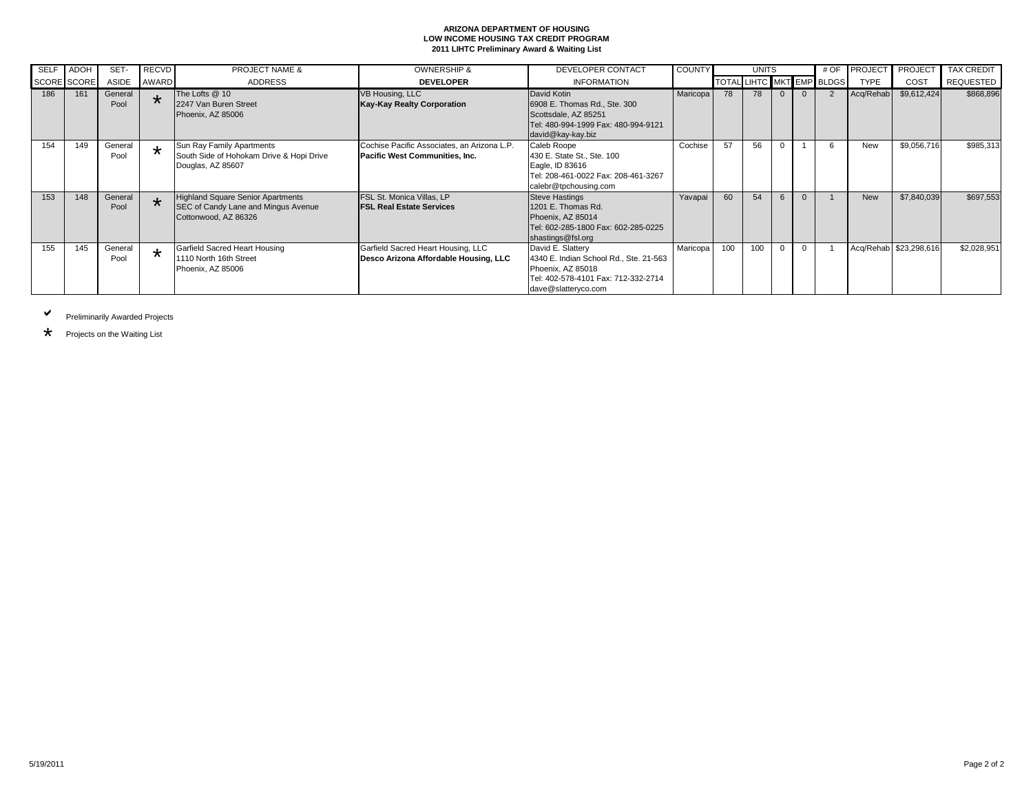**ARIZONA DEPARTMENT OF HOUSING**
**LOW INCOME HOUSING TAX CREDIT PROGRAM**
**2011 LIHTC Preliminary Award & Waiting List**

| SELF SCORE | ADOH SCORE | SET-ASIDE | RECVD AWARD | PROJECT NAME & ADDRESS | OWNERSHIP & **DEVELOPER** | DEVELOPER CONTACT INFORMATION | COUNTY | UNITS TOTAL | LIHTC | MKT | EMP | # OF BLDGS | PROJECT TYPE | PROJECT COST | TAX CREDIT REQUESTED |
|---|---|---|---|---|---|---|---|---|---|---|---|---|---|---|---|
| 186 | 161 | General Pool | * | The Lofts @ 10<br>2247 Van Buren Street<br>Phoenix, AZ 85006 | VB Housing, LLC<br>**Kay-Kay Realty Corporation** | David Kotin<br>6908 E. Thomas Rd., Ste. 300<br>Scottsdale, AZ 85251<br>Tel: 480-994-1999 Fax: 480-994-9121<br>david@kay-kay.biz | Maricopa | 78 | 78 | 0 | 0 | 2 | Acq/Rehab | $9,612,424 | $868,896 |
| 154 | 149 | General Pool | * | Sun Ray Family Apartments<br>South Side of Hohokam Drive & Hopi Drive<br>Douglas, AZ 85607 | Cochise Pacific Associates, an Arizona L.P.<br>**Pacific West Communities, Inc.** | Caleb Roope<br>430 E. State St., Ste. 100<br>Eagle, ID 83616<br>Tel: 208-461-0022 Fax: 208-461-3267<br>calebr@tpchousing.com | Cochise | 57 | 56 | 0 | 1 | 6 | New | $9,056,716 | $985,313 |
| 153 | 148 | General Pool | * | Highland Square Senior Apartments<br>SEC of Candy Lane and Mingus Avenue<br>Cottonwood, AZ 86326 | FSL St. Monica Villas, LP<br>**FSL Real Estate Services** | Steve Hastings<br>1201 E. Thomas Rd.<br>Phoenix, AZ 85014<br>Tel: 602-285-1800 Fax: 602-285-0225<br>shastings@fsl.org | Yavapai | 60 | 54 | 6 | 0 | 1 | New | $7,840,039 | $697,553 |
| 155 | 145 | General Pool | * | Garfield Sacred Heart Housing<br>1110 North 16th Street<br>Phoenix, AZ 85006 | Garfield Sacred Heart Housing, LLC<br>**Desco Arizona Affordable Housing, LLC** | David E. Slattery<br>4340 E. Indian School Rd., Ste. 21-563<br>Phoenix, AZ 85018<br>Tel: 402-578-4101 Fax: 712-332-2714<br>dave@slatteryco.com | Maricopa | 100 | 100 | 0 | 0 | 1 | Acq/Rehab | $23,298,616 | $2,028,951 |

✔ Preliminarily Awarded Projects

\* Projects on the Waiting List

5/19/2011